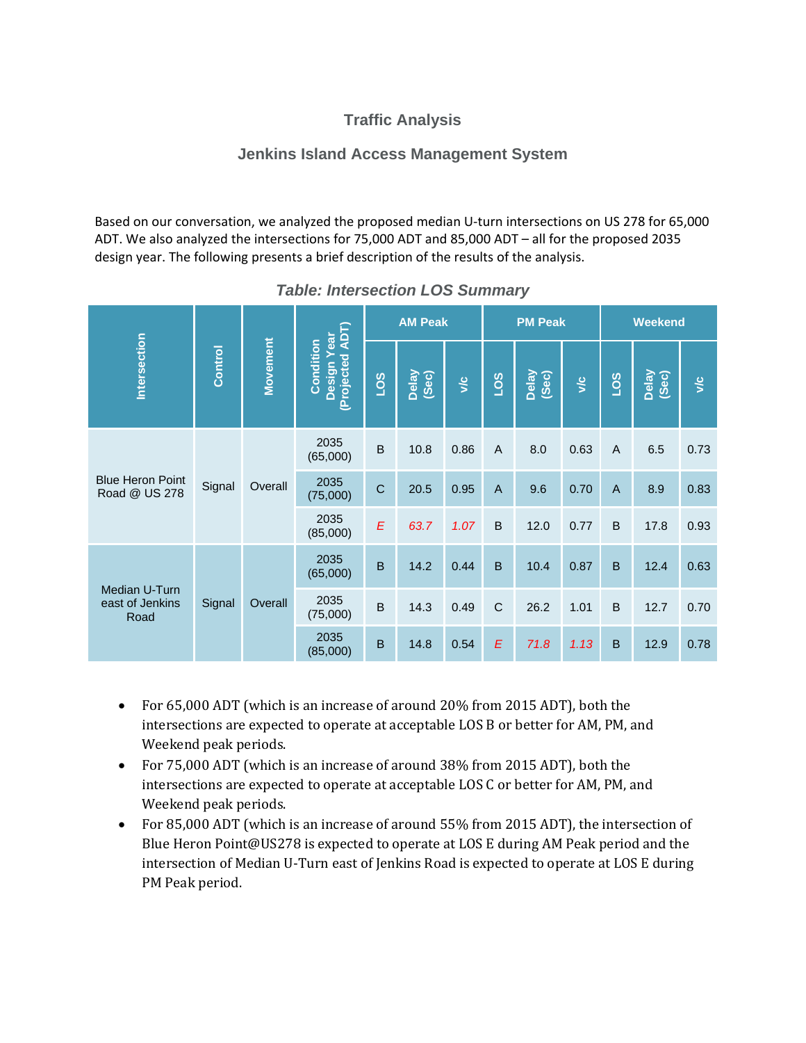## Traffic Analysis

## Jenkins Island Access Management System

Based on our conversation, we analyzed the proposed median U-turn intersections on US 278 for 65,000 ADT. We also analyzed the intersections for 75,000 ADT and 85,000 ADT – all for the proposed 2035 design year. The following presents a brief description of the results of the analysis.

***Table: Intersection LOS Summary***

| Intersection | Control | Movement | Condition Design Year (Projected ADT) | AM Peak | | | PM Peak | | | Weekend | | |
|---|---|---|---|---|---|---|---|---|---|---|---|---|
| | | | | LOS | Delay (Sec) | v/c | LOS | Delay (Sec) | v/c | LOS | Delay (Sec) | v/c |
| Blue Heron Point Road @ US 278 | Signal | Overall | 2035 (65,000) | B | 10.8 | 0.86 | A | 8.0 | 0.63 | A | 6.5 | 0.73 |
| | | | 2035 (75,000) | C | 20.5 | 0.95 | A | 9.6 | 0.70 | A | 8.9 | 0.83 |
| | | | 2035 (85,000) | *E* | *63.7* | *1.07* | B | 12.0 | 0.77 | B | 17.8 | 0.93 |
| Median U-Turn east of Jenkins Road | Signal | Overall | 2035 (65,000) | B | 14.2 | 0.44 | B | 10.4 | 0.87 | B | 12.4 | 0.63 |
| | | | 2035 (75,000) | B | 14.3 | 0.49 | C | 26.2 | 1.01 | B | 12.7 | 0.70 |
| | | | 2035 (85,000) | B | 14.8 | 0.54 | *E* | *71.8* | *1.13* | B | 12.9 | 0.78 |

- For 65,000 ADT (which is an increase of around 20% from 2015 ADT), both the intersections are expected to operate at acceptable LOS B or better for AM, PM, and Weekend peak periods.
- For 75,000 ADT (which is an increase of around 38% from 2015 ADT), both the intersections are expected to operate at acceptable LOS C or better for AM, PM, and Weekend peak periods.
- For 85,000 ADT (which is an increase of around 55% from 2015 ADT), the intersection of Blue Heron Point@US278 is expected to operate at LOS E during AM Peak period and the intersection of Median U-Turn east of Jenkins Road is expected to operate at LOS E during PM Peak period.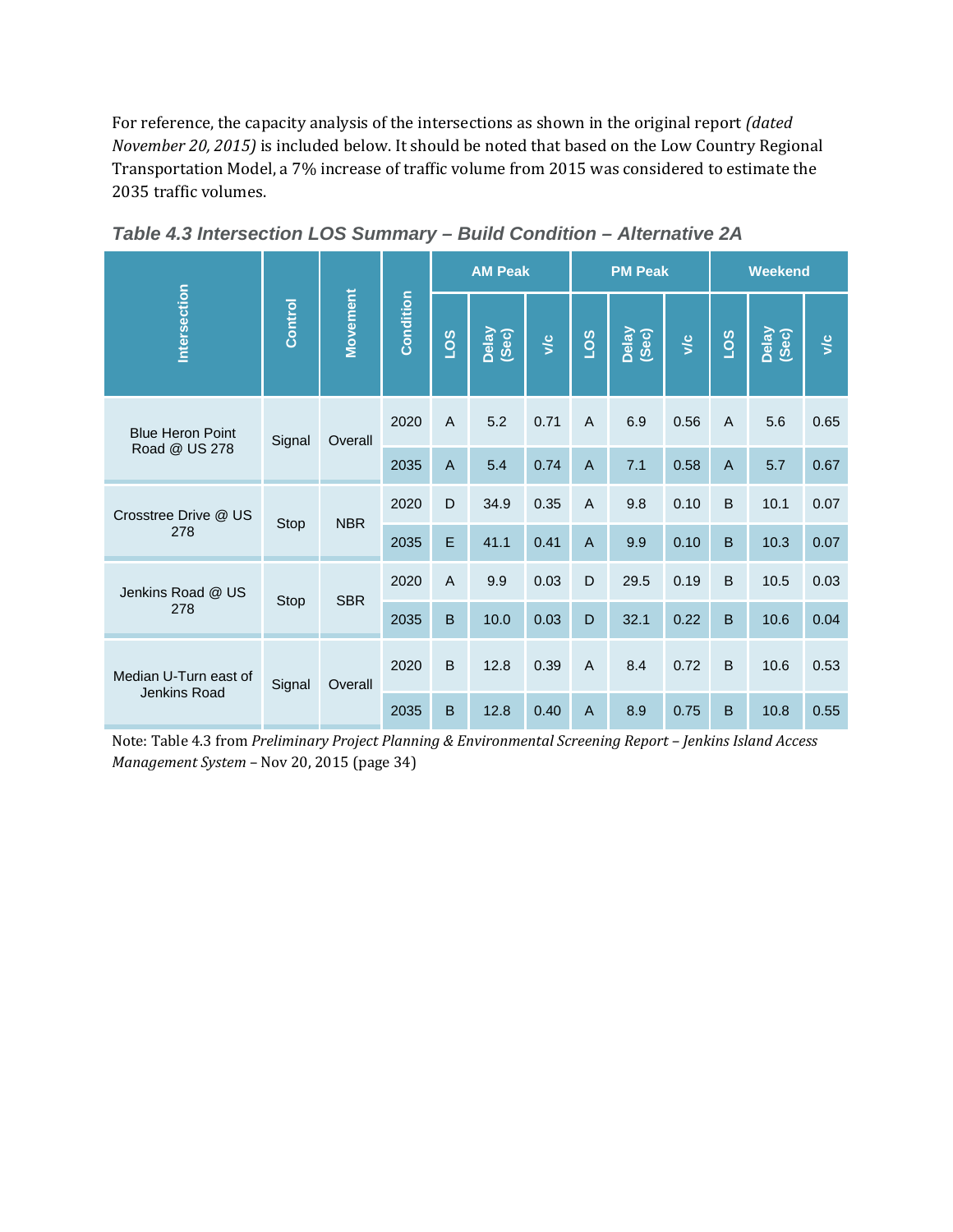For reference, the capacity analysis of the intersections as shown in the original report *(dated November 20, 2015)* is included below. It should be noted that based on the Low Country Regional Transportation Model, a 7% increase of traffic volume from 2015 was considered to estimate the 2035 traffic volumes.

***Table 4.3 Intersection LOS Summary – Build Condition – Alternative 2A***

| Intersection | Control | Movement | Condition | AM Peak | | | PM Peak | | | Weekend | | |
|---|---|---|---|---|---|---|---|---|---|---|---|---|
| | | | | LOS | Delay (Sec) | v/c | LOS | Delay (Sec) | v/c | LOS | Delay (Sec) | v/c |
| Blue Heron Point Road @ US 278 | Signal | Overall | 2020 | A | 5.2 | 0.71 | A | 6.9 | 0.56 | A | 5.6 | 0.65 |
| | | | 2035 | A | 5.4 | 0.74 | A | 7.1 | 0.58 | A | 5.7 | 0.67 |
| Crosstree Drive @ US 278 | Stop | NBR | 2020 | D | 34.9 | 0.35 | A | 9.8 | 0.10 | B | 10.1 | 0.07 |
| | | | 2035 | E | 41.1 | 0.41 | A | 9.9 | 0.10 | B | 10.3 | 0.07 |
| Jenkins Road @ US 278 | Stop | SBR | 2020 | A | 9.9 | 0.03 | D | 29.5 | 0.19 | B | 10.5 | 0.03 |
| | | | 2035 | B | 10.0 | 0.03 | D | 32.1 | 0.22 | B | 10.6 | 0.04 |
| Median U-Turn east of Jenkins Road | Signal | Overall | 2020 | B | 12.8 | 0.39 | A | 8.4 | 0.72 | B | 10.6 | 0.53 |
| | | | 2035 | B | 12.8 | 0.40 | A | 8.9 | 0.75 | B | 10.8 | 0.55 |

Note: Table 4.3 from *Preliminary Project Planning & Environmental Screening Report – Jenkins Island Access Management System* – Nov 20, 2015 (page 34)